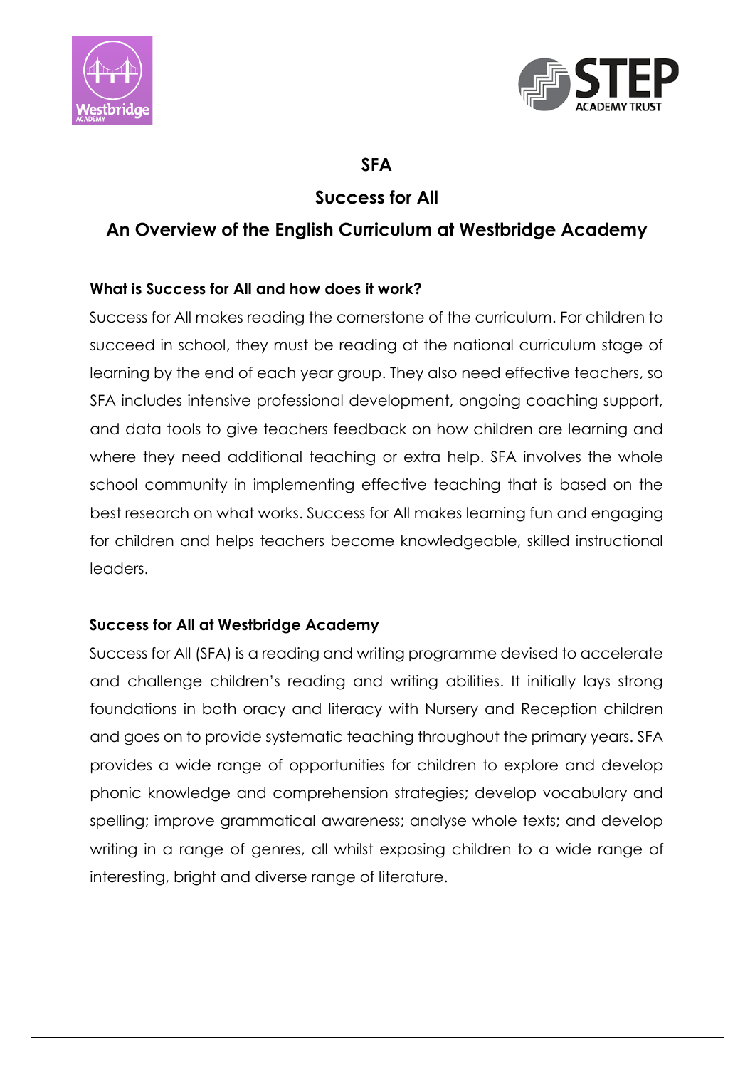# SFA

# Success for All

## An Overview of the English Curriculum at Westbridge Academy

### What is Success for All and how does it work?

Success for All makes reading the cornerstone of the curriculum. For children to succeed in school, they must be reading at the national curriculum stage of learning by the end of each year group. They also need effective teachers, so SFA includes intensive professional development, ongoing coaching support, and data tools to give teachers feedback on how children are learning and where they need additional teaching or extra help. SFA involves the whole school community in implementing effective teaching that is based on the best research on what works. Success for All makes learning fun and engaging for children and helps teachers become knowledgeable, skilled instructional leaders.

### Success for All at Westbridge Academy

Success for All (SFA) is a reading and writing programme devised to accelerate and challenge children's reading and writing abilities. It initially lays strong foundations in both oracy and literacy with Nursery and Reception children and goes on to provide systematic teaching throughout the primary years. SFA provides a wide range of opportunities for children to explore and develop phonic knowledge and comprehension strategies; develop vocabulary and spelling; improve grammatical awareness; analyse whole texts; and develop writing in a range of genres, all whilst exposing children to a wide range of interesting, bright and diverse range of literature.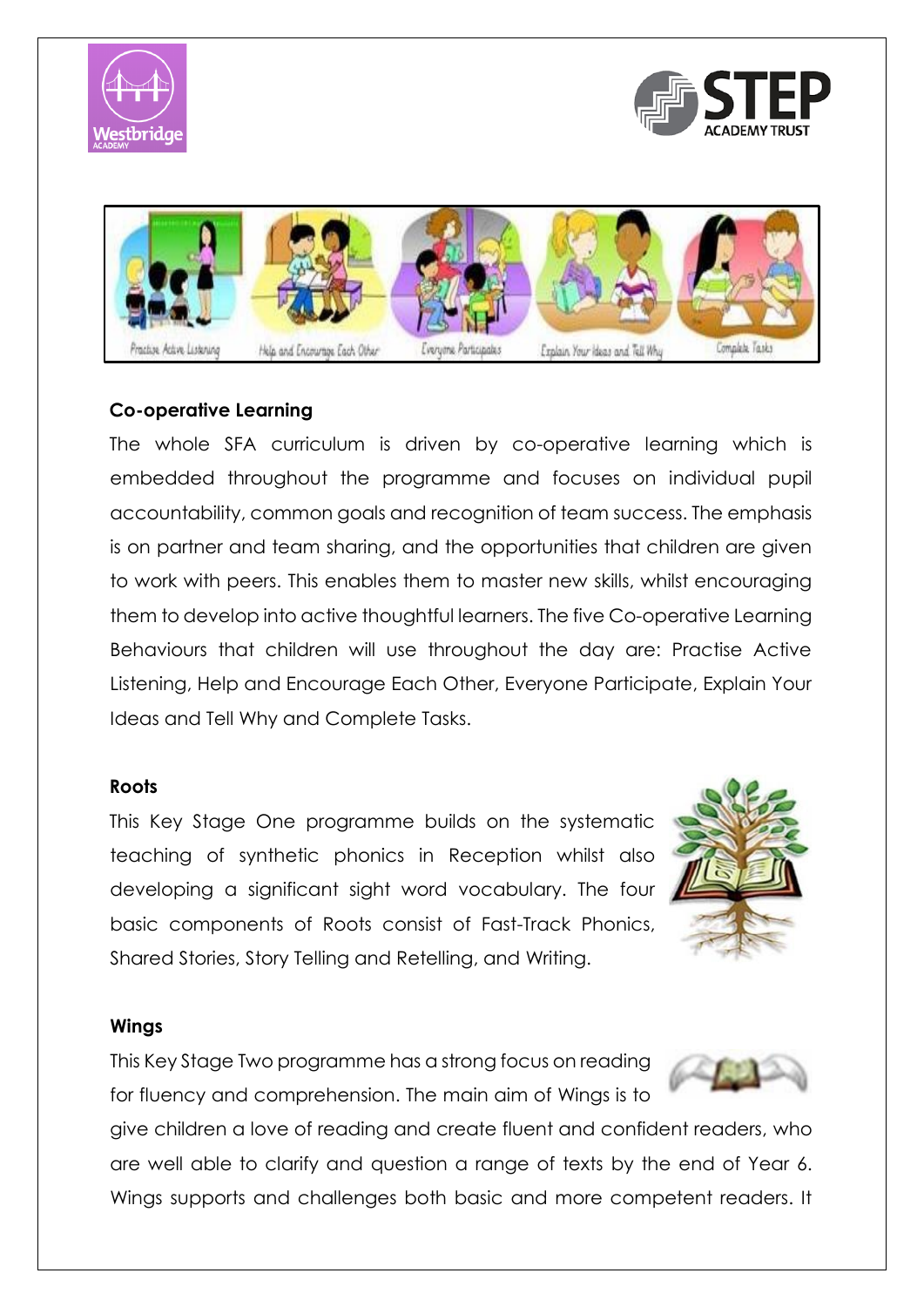## Co-operative Learning

The whole SFA curriculum is driven by co-operative learning which is embedded throughout the programme and focuses on individual pupil accountability, common goals and recognition of team success. The emphasis is on partner and team sharing, and the opportunities that children are given to work with peers. This enables them to master new skills, whilst encouraging them to develop into active thoughtful learners. The five Co-operative Learning Behaviours that children will use throughout the day are: Practise Active Listening, Help and Encourage Each Other, Everyone Participate, Explain Your Ideas and Tell Why and Complete Tasks.

## Roots

This Key Stage One programme builds on the systematic teaching of synthetic phonics in Reception whilst also developing a significant sight word vocabulary. The four basic components of Roots consist of Fast-Track Phonics, Shared Stories, Story Telling and Retelling, and Writing.

## Wings

This Key Stage Two programme has a strong focus on reading for fluency and comprehension. The main aim of Wings is to give children a love of reading and create fluent and confident readers, who are well able to clarify and question a range of texts by the end of Year 6. Wings supports and challenges both basic and more competent readers. It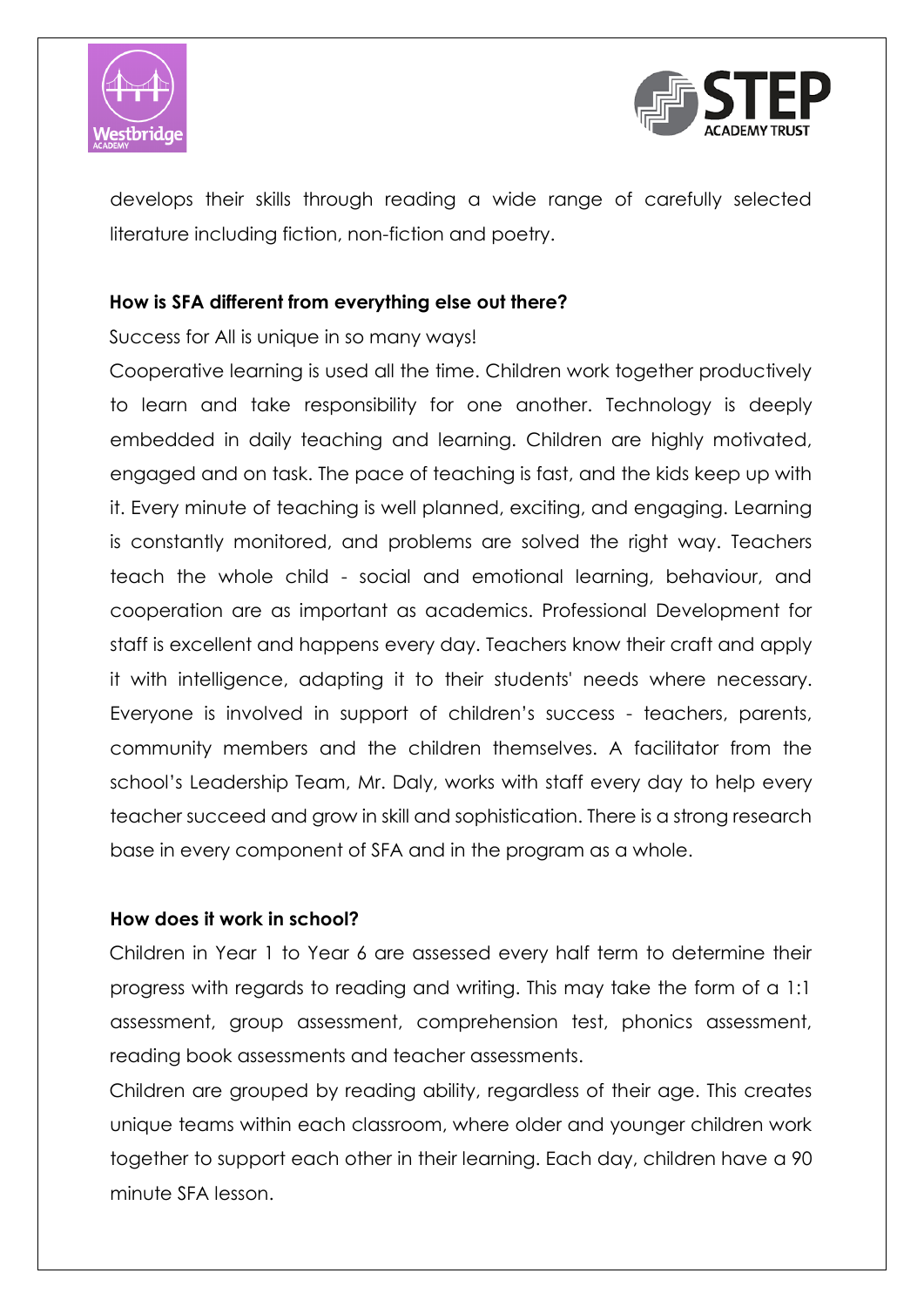develops their skills through reading a wide range of carefully selected literature including fiction, non-fiction and poetry.

**How is SFA different from everything else out there?**

Success for All is unique in so many ways!

Cooperative learning is used all the time. Children work together productively to learn and take responsibility for one another. Technology is deeply embedded in daily teaching and learning. Children are highly motivated, engaged and on task. The pace of teaching is fast, and the kids keep up with it. Every minute of teaching is well planned, exciting, and engaging. Learning is constantly monitored, and problems are solved the right way. Teachers teach the whole child - social and emotional learning, behaviour, and cooperation are as important as academics. Professional Development for staff is excellent and happens every day. Teachers know their craft and apply it with intelligence, adapting it to their students' needs where necessary. Everyone is involved in support of children's success - teachers, parents, community members and the children themselves. A facilitator from the school's Leadership Team, Mr. Daly, works with staff every day to help every teacher succeed and grow in skill and sophistication. There is a strong research base in every component of SFA and in the program as a whole.

**How does it work in school?**

Children in Year 1 to Year 6 are assessed every half term to determine their progress with regards to reading and writing. This may take the form of a 1:1 assessment, group assessment, comprehension test, phonics assessment, reading book assessments and teacher assessments.

Children are grouped by reading ability, regardless of their age. This creates unique teams within each classroom, where older and younger children work together to support each other in their learning. Each day, children have a 90 minute SFA lesson.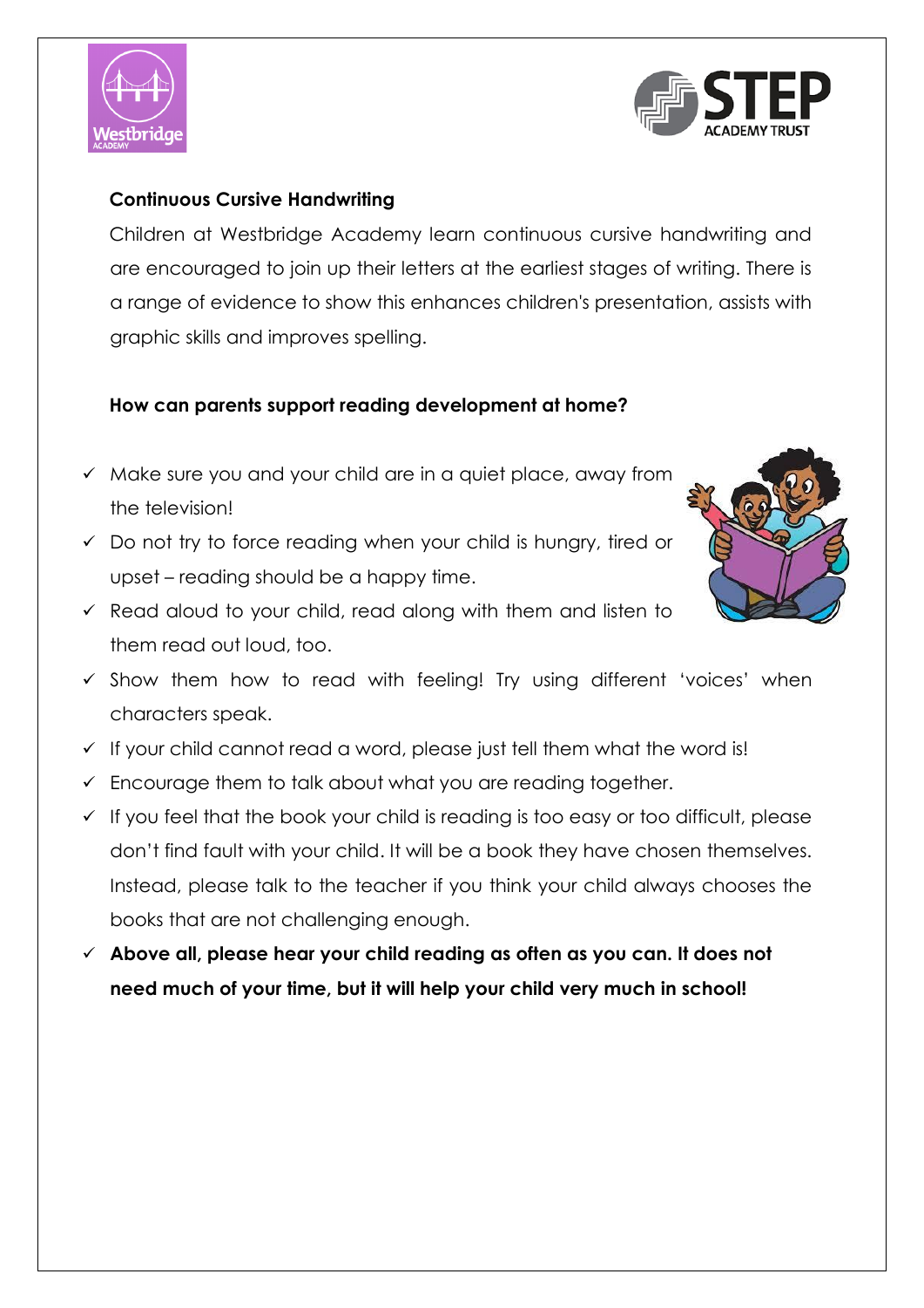## Continuous Cursive Handwriting

Children at Westbridge Academy learn continuous cursive handwriting and are encouraged to join up their letters at the earliest stages of writing. There is a range of evidence to show this enhances children's presentation, assists with graphic skills and improves spelling.

## How can parents support reading development at home?

- ✓ Make sure you and your child are in a quiet place, away from the television!
- ✓ Do not try to force reading when your child is hungry, tired or upset – reading should be a happy time.
- ✓ Read aloud to your child, read along with them and listen to them read out loud, too.
- ✓ Show them how to read with feeling! Try using different 'voices' when characters speak.
- ✓ If your child cannot read a word, please just tell them what the word is!
- ✓ Encourage them to talk about what you are reading together.
- ✓ If you feel that the book your child is reading is too easy or too difficult, please don't find fault with your child. It will be a book they have chosen themselves. Instead, please talk to the teacher if you think your child always chooses the books that are not challenging enough.
- ✓ **Above all, please hear your child reading as often as you can. It does not need much of your time, but it will help your child very much in school!**